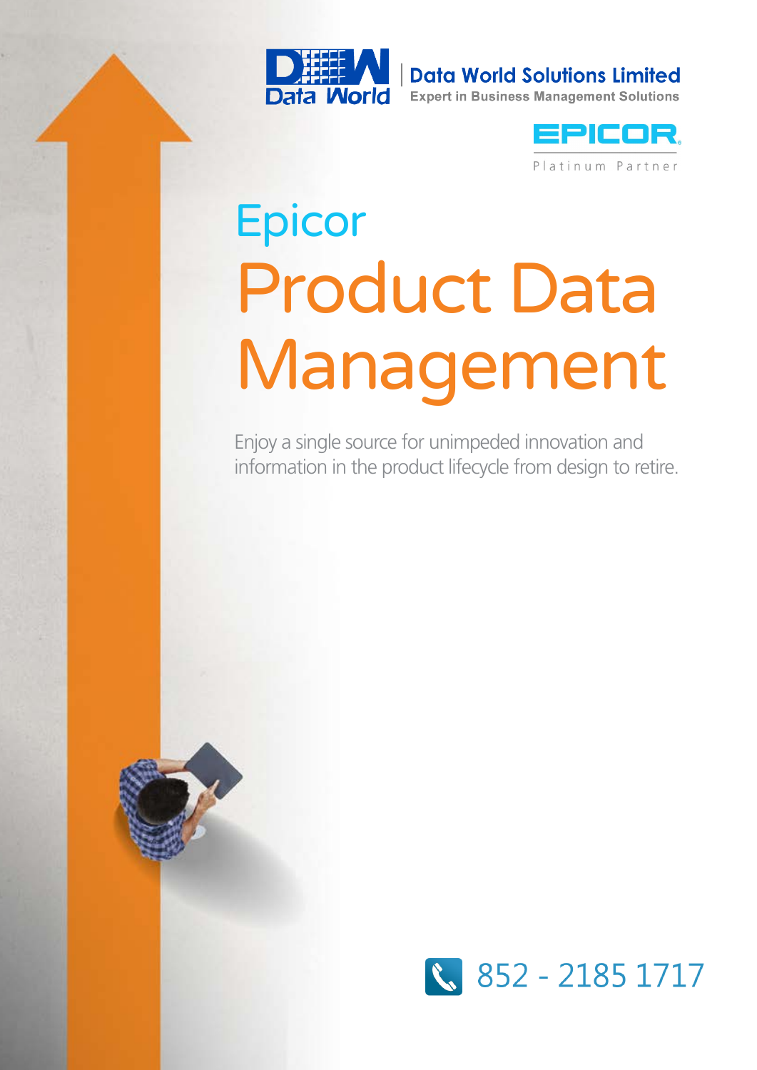Data World Solutions Limited

Expert in Business Management Solutions

EPICOR

Platinum Partner

# Epicor Product Data Management

Enjoy a single source for unimpeded innovation and information in the product lifecycle from design to retire.

852 - 2185 1717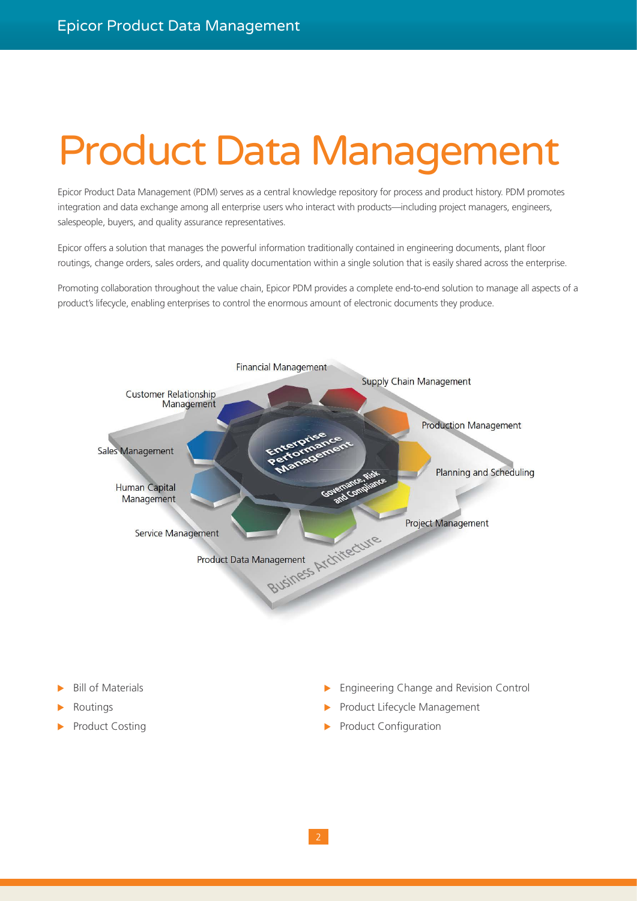# Product Data Management

Epicor Product Data Management (PDM) serves as a central knowledge repository for process and product history. PDM promotes integration and data exchange among all enterprise users who interact with products—including project managers, engineers, salespeople, buyers, and quality assurance representatives.

Epicor offers a solution that manages the powerful information traditionally contained in engineering documents, plant floor routings, change orders, sales orders, and quality documentation within a single solution that is easily shared across the enterprise.

Promoting collaboration throughout the value chain, Epicor PDM provides a complete end-to-end solution to manage all aspects of a product's lifecycle, enabling enterprises to control the enormous amount of electronic documents they produce.

- Bill of Materials
- Routings
- Product Costing
- Engineering Change and Revision Control
- Product Lifecycle Management
- Product Configuration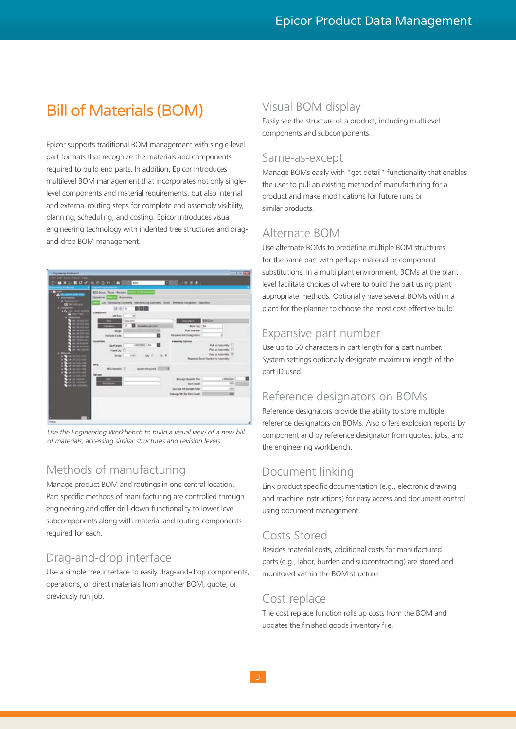# Bill of Materials (BOM)

Epicor supports traditional BOM management with single-level part formats that recognize the materials and components required to build end parts. In addition, Epicor introduces multilevel BOM management that incorporates not only single-level components and material requirements, but also internal and external routing steps for complete end assembly visibility, planning, scheduling, and costing. Epicor introduces visual engineering technology with indented tree structures and drag-and-drop BOM management.

*Use the Engineering Workbench to build a visual view of a new bill of materials, accessing similar structures and revision levels.*

## Methods of manufacturing

Manage product BOM and routings in one central location. Part specific methods of manufacturing are controlled through engineering and offer drill-down functionality to lower level subcomponents along with material and routing components required for each.

## Drag-and-drop interface

Use a simple tree interface to easily drag-and-drop components, operations, or direct materials from another BOM, quote, or previously run job.

## Visual BOM display

Easily see the structure of a product, including multilevel components and subcomponents.

## Same-as-except

Manage BOMs easily with "get detail" functionality that enables the user to pull an existing method of manufacturing for a product and make modifications for future runs or similar products.

## Alternate BOM

Use alternate BOMs to predefine multiple BOM structures for the same part with perhaps material or component substitutions. In a multi plant environment, BOMs at the plant level facilitate choices of where to build the part using plant appropriate methods. Optionally have several BOMs within a plant for the planner to choose the most cost-effective build.

## Expansive part number

Use up to 50 characters in part length for a part number. System settings optionally designate maximum length of the part ID used.

## Reference designators on BOMs

Reference designators provide the ability to store multiple reference designators on BOMs. Also offers explosion reports by component and by reference designator from quotes, jobs, and the engineering workbench.

## Document linking

Link product specific documentation (e.g., electronic drawing and machine instructions) for easy access and document control using document management.

## Costs Stored

Besides material costs, additional costs for manufactured parts (e.g., labor, burden and subcontracting) are stored and monitored within the BOM structure.

## Cost replace

The cost replace function rolls up costs from the BOM and updates the finished goods inventory file.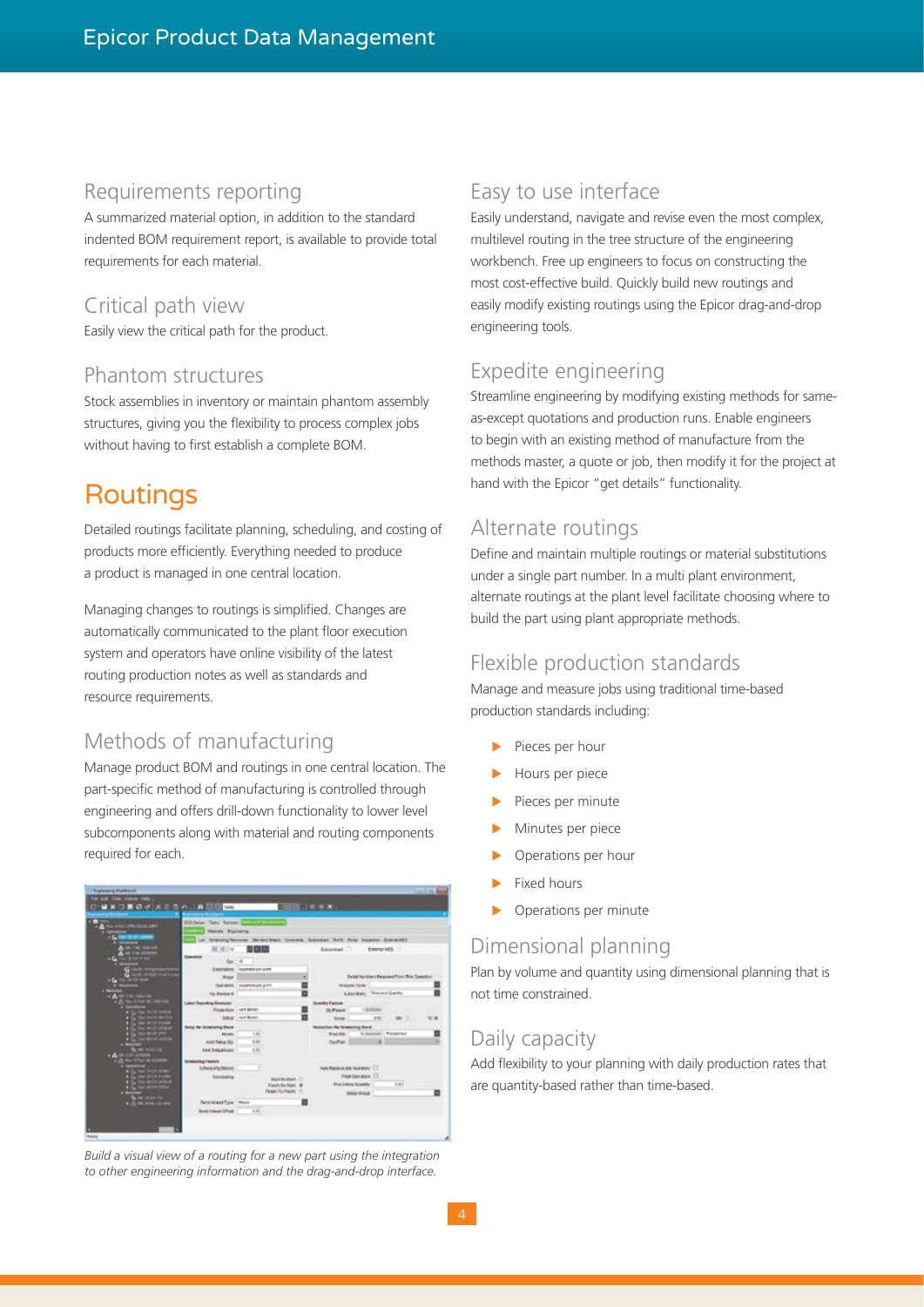### Requirements reporting

A summarized material option, in addition to the standard indented BOM requirement report, is available to provide total requirements for each material.

### Critical path view

Easily view the critical path for the product.

### Phantom structures

Stock assemblies in inventory or maintain phantom assembly structures, giving you the flexibility to process complex jobs without having to first establish a complete BOM.

## Routings

Detailed routings facilitate planning, scheduling, and costing of products more efficiently. Everything needed to produce a product is managed in one central location.

Managing changes to routings is simplified. Changes are automatically communicated to the plant floor execution system and operators have online visibility of the latest routing production notes as well as standards and resource requirements.

### Methods of manufacturing

Manage product BOM and routings in one central location. The part-specific method of manufacturing is controlled through engineering and offers drill-down functionality to lower level subcomponents along with material and routing components required for each.

*Build a visual view of a routing for a new part using the integration to other engineering information and the drag-and-drop interface.*

### Easy to use interface

Easily understand, navigate and revise even the most complex, multilevel routing in the tree structure of the engineering workbench. Free up engineers to focus on constructing the most cost-effective build. Quickly build new routings and easily modify existing routings using the Epicor drag-and-drop engineering tools.

### Expedite engineering

Streamline engineering by modifying existing methods for same-as-except quotations and production runs. Enable engineers to begin with an existing method of manufacture from the methods master, a quote or job, then modify it for the project at hand with the Epicor "get details" functionality.

### Alternate routings

Define and maintain multiple routings or material substitutions under a single part number. In a multi plant environment, alternate routings at the plant level facilitate choosing where to build the part using plant appropriate methods.

### Flexible production standards

Manage and measure jobs using traditional time-based production standards including:

- Pieces per hour
- Hours per piece
- Pieces per minute
- Minutes per piece
- Operations per hour
- Fixed hours
- Operations per minute

### Dimensional planning

Plan by volume and quantity using dimensional planning that is not time constrained.

### Daily capacity

Add flexibility to your planning with daily production rates that are quantity-based rather than time-based.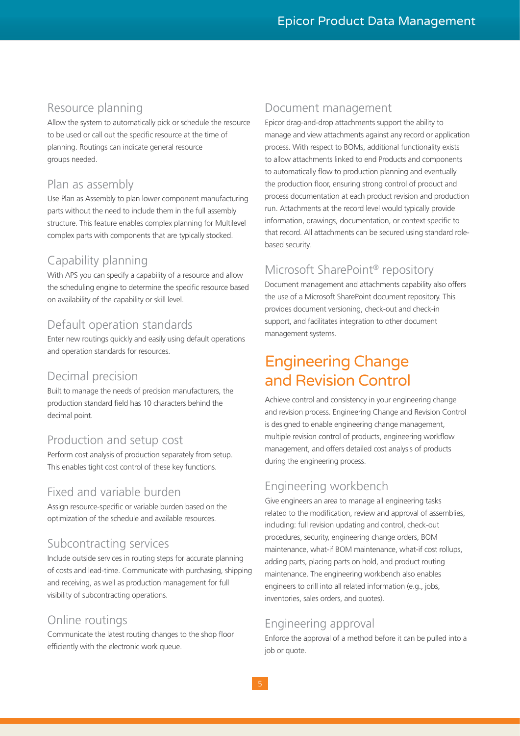### Resource planning

Allow the system to automatically pick or schedule the resource to be used or call out the specific resource at the time of planning. Routings can indicate general resource groups needed.

### Plan as assembly

Use Plan as Assembly to plan lower component manufacturing parts without the need to include them in the full assembly structure. This feature enables complex planning for Multilevel complex parts with components that are typically stocked.

### Capability planning

With APS you can specify a capability of a resource and allow the scheduling engine to determine the specific resource based on availability of the capability or skill level.

### Default operation standards

Enter new routings quickly and easily using default operations and operation standards for resources.

### Decimal precision

Built to manage the needs of precision manufacturers, the production standard field has 10 characters behind the decimal point.

### Production and setup cost

Perform cost analysis of production separately from setup. This enables tight cost control of these key functions.

### Fixed and variable burden

Assign resource-specific or variable burden based on the optimization of the schedule and available resources.

### Subcontracting services

Include outside services in routing steps for accurate planning of costs and lead-time. Communicate with purchasing, shipping and receiving, as well as production management for full visibility of subcontracting operations.

### Online routings

Communicate the latest routing changes to the shop floor efficiently with the electronic work queue.

### Document management

Epicor drag-and-drop attachments support the ability to manage and view attachments against any record or application process. With respect to BOMs, additional functionality exists to allow attachments linked to end Products and components to automatically flow to production planning and eventually the production floor, ensuring strong control of product and process documentation at each product revision and production run. Attachments at the record level would typically provide information, drawings, documentation, or context specific to that record. All attachments can be secured using standard role-based security.

### Microsoft SharePoint® repository

Document management and attachments capability also offers the use of a Microsoft SharePoint document repository. This provides document versioning, check-out and check-in support, and facilitates integration to other document management systems.

## Engineering Change and Revision Control

Achieve control and consistency in your engineering change and revision process. Engineering Change and Revision Control is designed to enable engineering change management, multiple revision control of products, engineering workflow management, and offers detailed cost analysis of products during the engineering process.

### Engineering workbench

Give engineers an area to manage all engineering tasks related to the modification, review and approval of assemblies, including: full revision updating and control, check-out procedures, security, engineering change orders, BOM maintenance, what-if BOM maintenance, what-if cost rollups, adding parts, placing parts on hold, and product routing maintenance. The engineering workbench also enables engineers to drill into all related information (e.g., jobs, inventories, sales orders, and quotes).

### Engineering approval

Enforce the approval of a method before it can be pulled into a job or quote.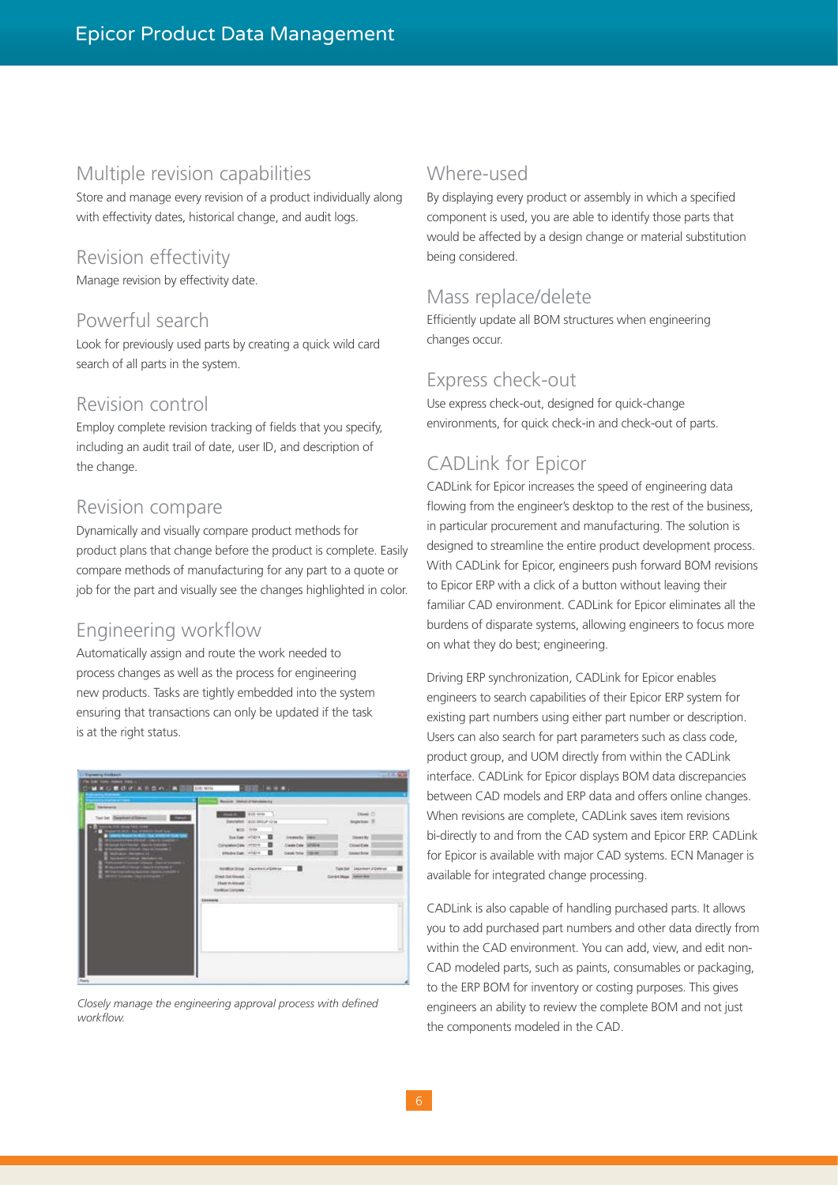## Multiple revision capabilities

Store and manage every revision of a product individually along with effectivity dates, historical change, and audit logs.

## Revision effectivity

Manage revision by effectivity date.

## Powerful search

Look for previously used parts by creating a quick wild card search of all parts in the system.

## Revision control

Employ complete revision tracking of fields that you specify, including an audit trail of date, user ID, and description of the change.

## Revision compare

Dynamically and visually compare product methods for product plans that change before the product is complete. Easily compare methods of manufacturing for any part to a quote or job for the part and visually see the changes highlighted in color.

## Engineering workflow

Automatically assign and route the work needed to process changes as well as the process for engineering new products. Tasks are tightly embedded into the system ensuring that transactions can only be updated if the task is at the right status.

*Closely manage the engineering approval process with defined workflow.*

## Where-used

By displaying every product or assembly in which a specified component is used, you are able to identify those parts that would be affected by a design change or material substitution being considered.

## Mass replace/delete

Efficiently update all BOM structures when engineering changes occur.

## Express check-out

Use express check-out, designed for quick-change environments, for quick check-in and check-out of parts.

## CADLink for Epicor

CADLink for Epicor increases the speed of engineering data flowing from the engineer's desktop to the rest of the business, in particular procurement and manufacturing. The solution is designed to streamline the entire product development process. With CADLink for Epicor, engineers push forward BOM revisions to Epicor ERP with a click of a button without leaving their familiar CAD environment. CADLink for Epicor eliminates all the burdens of disparate systems, allowing engineers to focus more on what they do best; engineering.

Driving ERP synchronization, CADLink for Epicor enables engineers to search capabilities of their Epicor ERP system for existing part numbers using either part number or description. Users can also search for part parameters such as class code, product group, and UOM directly from within the CADLink interface. CADLink for Epicor displays BOM data discrepancies between CAD models and ERP data and offers online changes. When revisions are complete, CADLink saves item revisions bi-directly to and from the CAD system and Epicor ERP. CADLink for Epicor is available with major CAD systems. ECN Manager is available for integrated change processing.

CADLink is also capable of handling purchased parts. It allows you to add purchased part numbers and other data directly from within the CAD environment. You can add, view, and edit non-CAD modeled parts, such as paints, consumables or packaging, to the ERP BOM for inventory or costing purposes. This gives engineers an ability to review the complete BOM and not just the components modeled in the CAD.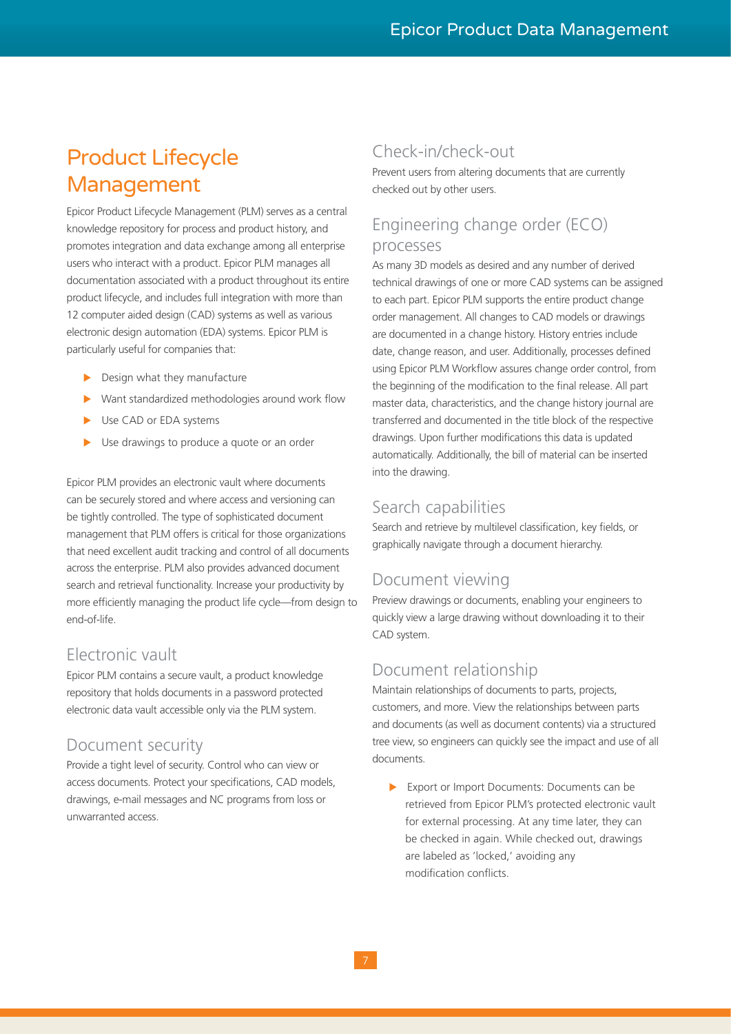# Product Lifecycle Management

Epicor Product Lifecycle Management (PLM) serves as a central knowledge repository for process and product history, and promotes integration and data exchange among all enterprise users who interact with a product. Epicor PLM manages all documentation associated with a product throughout its entire product lifecycle, and includes full integration with more than 12 computer aided design (CAD) systems as well as various electronic design automation (EDA) systems. Epicor PLM is particularly useful for companies that:

- Design what they manufacture
- Want standardized methodologies around work flow
- Use CAD or EDA systems
- Use drawings to produce a quote or an order

Epicor PLM provides an electronic vault where documents can be securely stored and where access and versioning can be tightly controlled. The type of sophisticated document management that PLM offers is critical for those organizations that need excellent audit tracking and control of all documents across the enterprise. PLM also provides advanced document search and retrieval functionality. Increase your productivity by more efficiently managing the product life cycle—from design to end-of-life.

## Electronic vault

Epicor PLM contains a secure vault, a product knowledge repository that holds documents in a password protected electronic data vault accessible only via the PLM system.

## Document security

Provide a tight level of security. Control who can view or access documents. Protect your specifications, CAD models, drawings, e-mail messages and NC programs from loss or unwarranted access.

## Check-in/check-out

Prevent users from altering documents that are currently checked out by other users.

## Engineering change order (ECO) processes

As many 3D models as desired and any number of derived technical drawings of one or more CAD systems can be assigned to each part. Epicor PLM supports the entire product change order management. All changes to CAD models or drawings are documented in a change history. History entries include date, change reason, and user. Additionally, processes defined using Epicor PLM Workflow assures change order control, from the beginning of the modification to the final release. All part master data, characteristics, and the change history journal are transferred and documented in the title block of the respective drawings. Upon further modifications this data is updated automatically. Additionally, the bill of material can be inserted into the drawing.

## Search capabilities

Search and retrieve by multilevel classification, key fields, or graphically navigate through a document hierarchy.

## Document viewing

Preview drawings or documents, enabling your engineers to quickly view a large drawing without downloading it to their CAD system.

## Document relationship

Maintain relationships of documents to parts, projects, customers, and more. View the relationships between parts and documents (as well as document contents) via a structured tree view, so engineers can quickly see the impact and use of all documents.

- Export or Import Documents: Documents can be retrieved from Epicor PLM's protected electronic vault for external processing. At any time later, they can be checked in again. While checked out, drawings are labeled as 'locked,' avoiding any modification conflicts.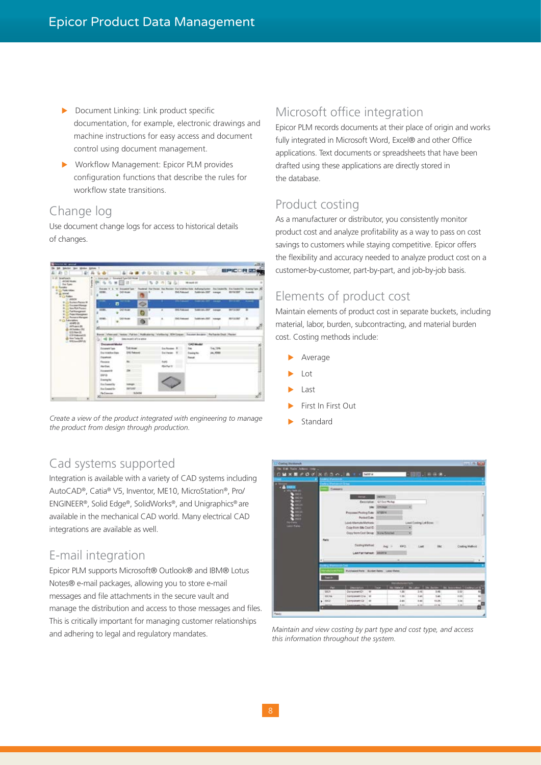- Document Linking: Link product specific documentation, for example, electronic drawings and machine instructions for easy access and document control using document management.
- Workflow Management: Epicor PLM provides configuration functions that describe the rules for workflow state transitions.

## Change log

Use document change logs for access to historical details of changes.

*Create a view of the product integrated with engineering to manage the product from design through production.*

## Cad systems supported

Integration is available with a variety of CAD systems including AutoCAD®, Catia® V5, Inventor, ME10, MicroStation®, Pro/ENGINEER®, Solid Edge®, SolidWorks®, and Unigraphics® are available in the mechanical CAD world. Many electrical CAD integrations are available as well.

## E-mail integration

Epicor PLM supports Microsoft® Outlook® and IBM® Lotus Notes® e-mail packages, allowing you to store e-mail messages and file attachments in the secure vault and manage the distribution and access to those messages and files. This is critically important for managing customer relationships and adhering to legal and regulatory mandates.

## Microsoft office integration

Epicor PLM records documents at their place of origin and works fully integrated in Microsoft Word, Excel® and other Office applications. Text documents or spreadsheets that have been drafted using these applications are directly stored in the database.

## Product costing

As a manufacturer or distributor, you consistently monitor product cost and analyze profitability as a way to pass on cost savings to customers while staying competitive. Epicor offers the flexibility and accuracy needed to analyze product cost on a customer-by-customer, part-by-part, and job-by-job basis.

## Elements of product cost

Maintain elements of product cost in separate buckets, including material, labor, burden, subcontracting, and material burden cost. Costing methods include:

- Average
- Lot
- Last
- First In First Out
- Standard

*Maintain and view costing by part type and cost type, and access this information throughout the system.*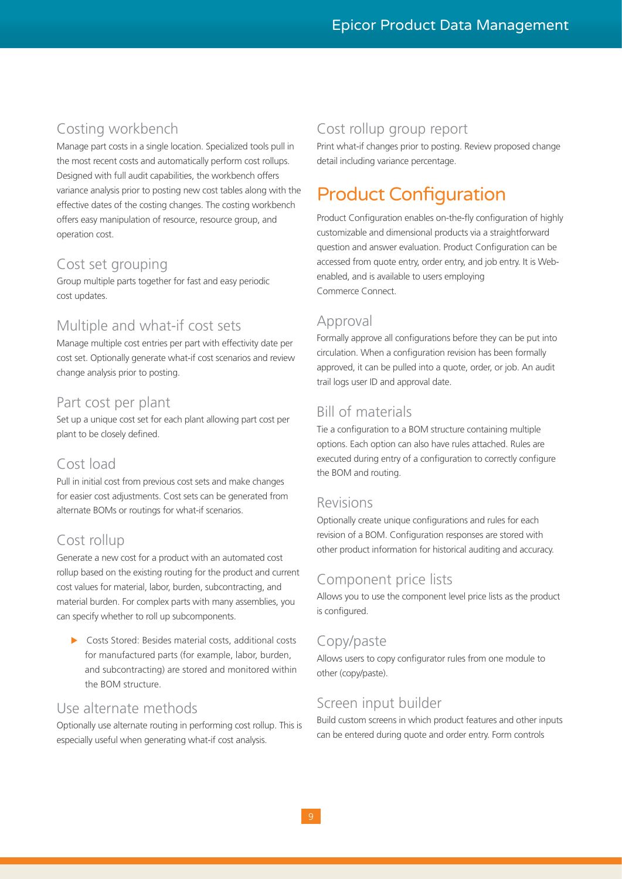### Costing workbench

Manage part costs in a single location. Specialized tools pull in the most recent costs and automatically perform cost rollups. Designed with full audit capabilities, the workbench offers variance analysis prior to posting new cost tables along with the effective dates of the costing changes. The costing workbench offers easy manipulation of resource, resource group, and operation cost.

### Cost set grouping

Group multiple parts together for fast and easy periodic cost updates.

### Multiple and what-if cost sets

Manage multiple cost entries per part with effectivity date per cost set. Optionally generate what-if cost scenarios and review change analysis prior to posting.

### Part cost per plant

Set up a unique cost set for each plant allowing part cost per plant to be closely defined.

### Cost load

Pull in initial cost from previous cost sets and make changes for easier cost adjustments. Cost sets can be generated from alternate BOMs or routings for what-if scenarios.

### Cost rollup

Generate a new cost for a product with an automated cost rollup based on the existing routing for the product and current cost values for material, labor, burden, subcontracting, and material burden. For complex parts with many assemblies, you can specify whether to roll up subcomponents.

- Costs Stored: Besides material costs, additional costs for manufactured parts (for example, labor, burden, and subcontracting) are stored and monitored within the BOM structure.

### Use alternate methods

Optionally use alternate routing in performing cost rollup. This is especially useful when generating what-if cost analysis.

### Cost rollup group report

Print what-if changes prior to posting. Review proposed change detail including variance percentage.

## Product Configuration

Product Configuration enables on-the-fly configuration of highly customizable and dimensional products via a straightforward question and answer evaluation. Product Configuration can be accessed from quote entry, order entry, and job entry. It is Web-enabled, and is available to users employing Commerce Connect.

### Approval

Formally approve all configurations before they can be put into circulation. When a configuration revision has been formally approved, it can be pulled into a quote, order, or job. An audit trail logs user ID and approval date.

### Bill of materials

Tie a configuration to a BOM structure containing multiple options. Each option can also have rules attached. Rules are executed during entry of a configuration to correctly configure the BOM and routing.

### Revisions

Optionally create unique configurations and rules for each revision of a BOM. Configuration responses are stored with other product information for historical auditing and accuracy.

### Component price lists

Allows you to use the component level price lists as the product is configured.

### Copy/paste

Allows users to copy configurator rules from one module to other (copy/paste).

### Screen input builder

Build custom screens in which product features and other inputs can be entered during quote and order entry. Form controls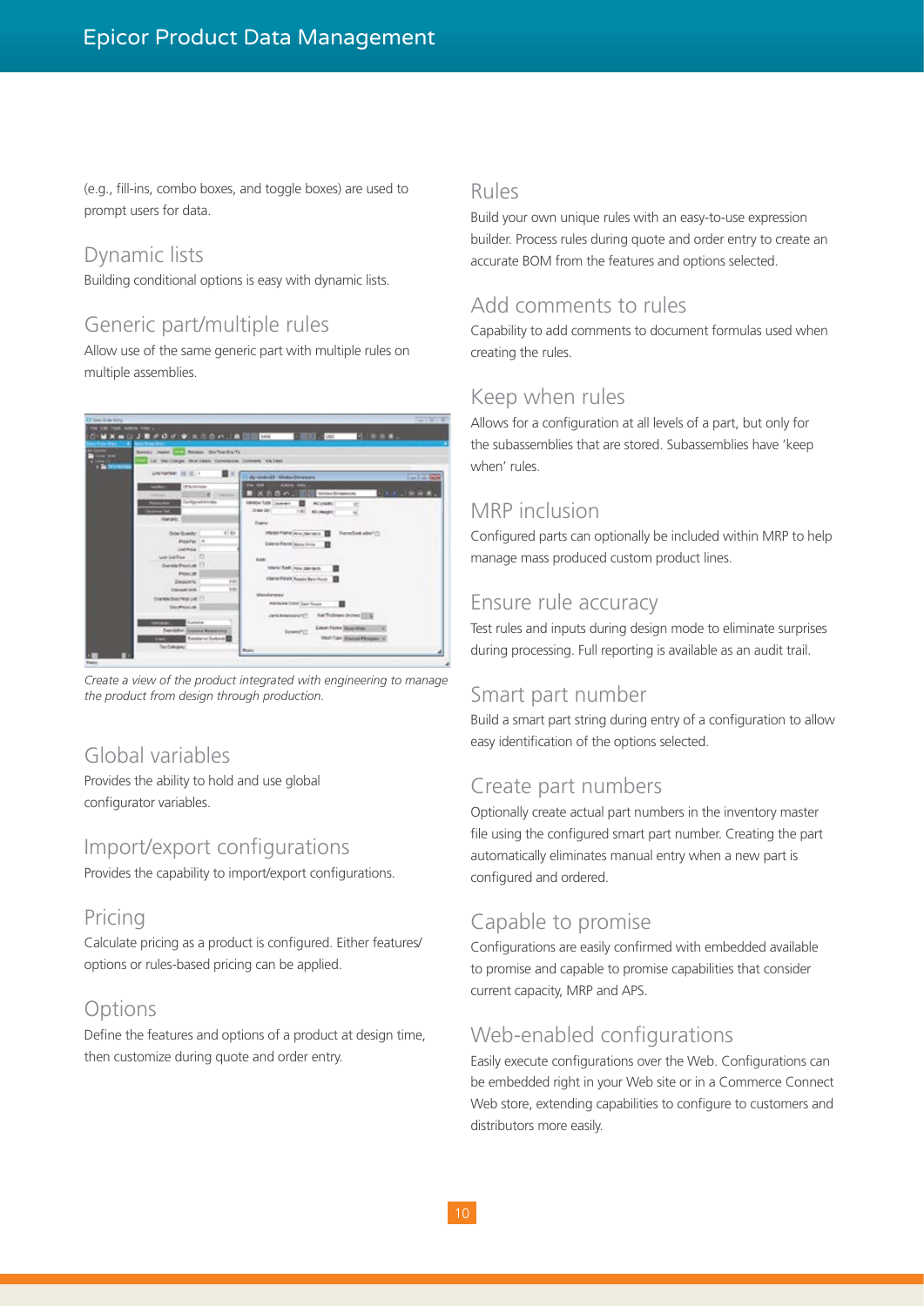(e.g., fill-ins, combo boxes, and toggle boxes) are used to prompt users for data.

## Dynamic lists

Building conditional options is easy with dynamic lists.

## Generic part/multiple rules

Allow use of the same generic part with multiple rules on multiple assemblies.

*Create a view of the product integrated with engineering to manage the product from design through production.*

## Global variables

Provides the ability to hold and use global configurator variables.

## Import/export configurations

Provides the capability to import/export configurations.

## Pricing

Calculate pricing as a product is configured. Either features/options or rules-based pricing can be applied.

## Options

Define the features and options of a product at design time, then customize during quote and order entry.

## Rules

Build your own unique rules with an easy-to-use expression builder. Process rules during quote and order entry to create an accurate BOM from the features and options selected.

## Add comments to rules

Capability to add comments to document formulas used when creating the rules.

## Keep when rules

Allows for a configuration at all levels of a part, but only for the subassemblies that are stored. Subassemblies have 'keep when' rules.

## MRP inclusion

Configured parts can optionally be included within MRP to help manage mass produced custom product lines.

## Ensure rule accuracy

Test rules and inputs during design mode to eliminate surprises during processing. Full reporting is available as an audit trail.

## Smart part number

Build a smart part string during entry of a configuration to allow easy identification of the options selected.

## Create part numbers

Optionally create actual part numbers in the inventory master file using the configured smart part number. Creating the part automatically eliminates manual entry when a new part is configured and ordered.

## Capable to promise

Configurations are easily confirmed with embedded available to promise and capable to promise capabilities that consider current capacity, MRP and APS.

## Web-enabled configurations

Easily execute configurations over the Web. Configurations can be embedded right in your Web site or in a Commerce Connect Web store, extending capabilities to configure to customers and distributors more easily.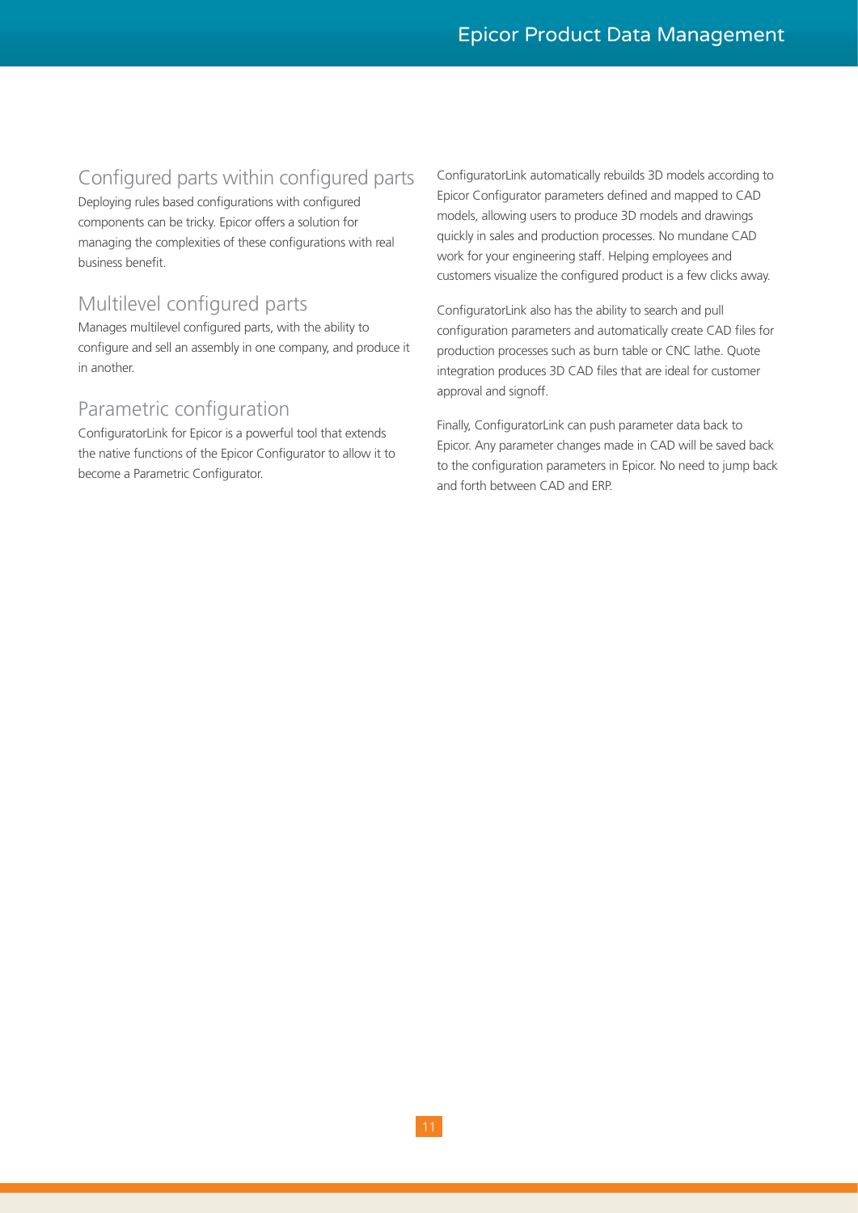## Configured parts within configured parts

Deploying rules based configurations with configured components can be tricky. Epicor offers a solution for managing the complexities of these configurations with real business benefit.

## Multilevel configured parts

Manages multilevel configured parts, with the ability to configure and sell an assembly in one company, and produce it in another.

## Parametric configuration

ConfiguratorLink for Epicor is a powerful tool that extends the native functions of the Epicor Configurator to allow it to become a Parametric Configurator.

ConfiguratorLink automatically rebuilds 3D models according to Epicor Configurator parameters defined and mapped to CAD models, allowing users to produce 3D models and drawings quickly in sales and production processes. No mundane CAD work for your engineering staff. Helping employees and customers visualize the configured product is a few clicks away.

ConfiguratorLink also has the ability to search and pull configuration parameters and automatically create CAD files for production processes such as burn table or CNC lathe. Quote integration produces 3D CAD files that are ideal for customer approval and signoff.

Finally, ConfiguratorLink can push parameter data back to Epicor. Any parameter changes made in CAD will be saved back to the configuration parameters in Epicor. No need to jump back and forth between CAD and ERP.